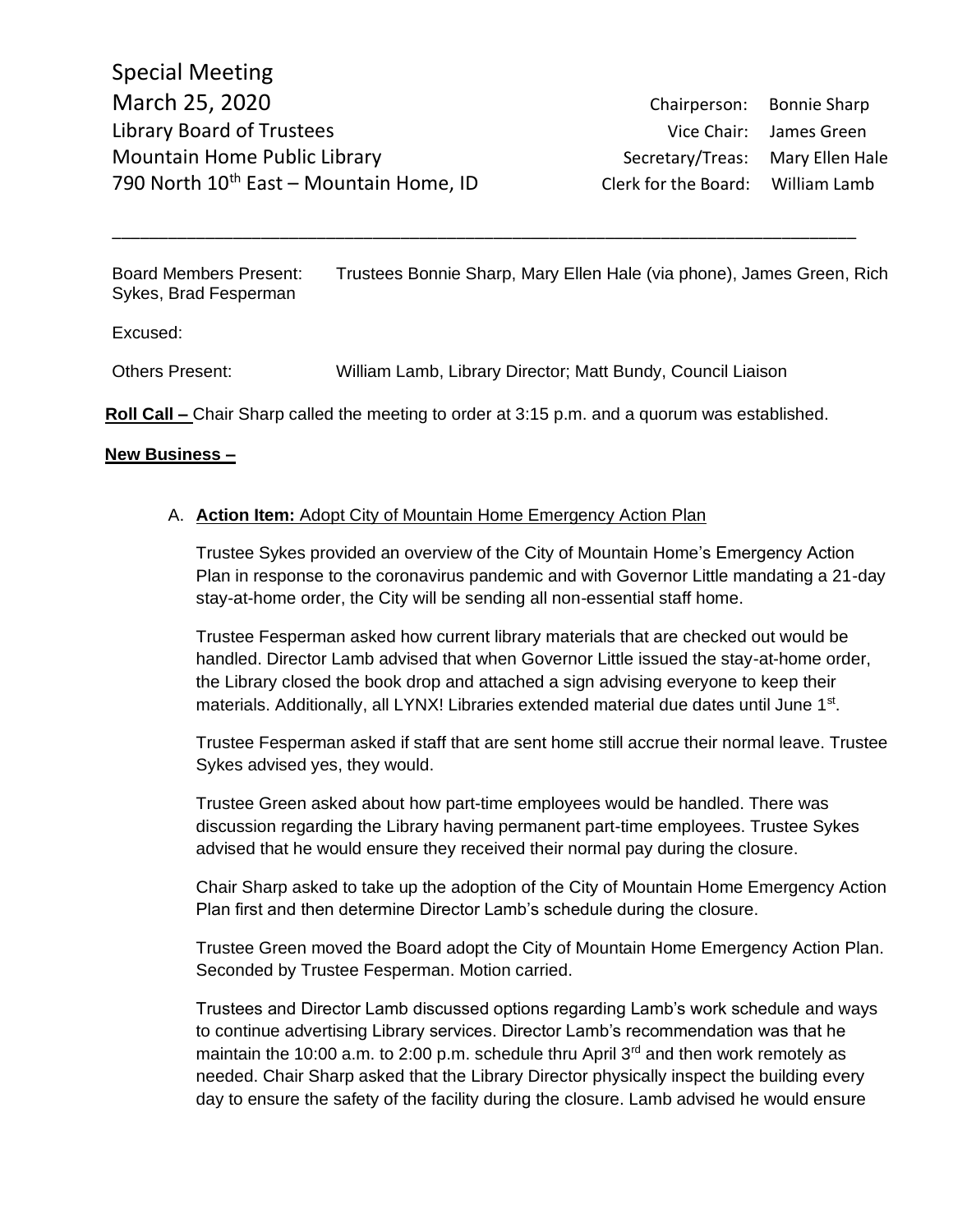Special Meeting
March 25, 2020
Library Board of Trustees
Mountain Home Public Library
790 North 10th East – Mountain Home, ID

Chairperson: Bonnie Sharp
Vice Chair: James Green
Secretary/Treas: Mary Ellen Hale
Clerk for the Board: William Lamb

---

Board Members Present: Trustees Bonnie Sharp, Mary Ellen Hale (via phone), James Green, Rich Sykes, Brad Fesperman

Excused:

Others Present: William Lamb, Library Director; Matt Bundy, Council Liaison

**Roll Call –** Chair Sharp called the meeting to order at 3:15 p.m. and a quorum was established.

**New Business –**

A. **Action Item:** Adopt City of Mountain Home Emergency Action Plan

Trustee Sykes provided an overview of the City of Mountain Home's Emergency Action Plan in response to the coronavirus pandemic and with Governor Little mandating a 21-day stay-at-home order, the City will be sending all non-essential staff home.

Trustee Fesperman asked how current library materials that are checked out would be handled. Director Lamb advised that when Governor Little issued the stay-at-home order, the Library closed the book drop and attached a sign advising everyone to keep their materials. Additionally, all LYNX! Libraries extended material due dates until June 1st.

Trustee Fesperman asked if staff that are sent home still accrue their normal leave. Trustee Sykes advised yes, they would.

Trustee Green asked about how part-time employees would be handled. There was discussion regarding the Library having permanent part-time employees. Trustee Sykes advised that he would ensure they received their normal pay during the closure.

Chair Sharp asked to take up the adoption of the City of Mountain Home Emergency Action Plan first and then determine Director Lamb's schedule during the closure.

Trustee Green moved the Board adopt the City of Mountain Home Emergency Action Plan. Seconded by Trustee Fesperman. Motion carried.

Trustees and Director Lamb discussed options regarding Lamb's work schedule and ways to continue advertising Library services. Director Lamb's recommendation was that he maintain the 10:00 a.m. to 2:00 p.m. schedule thru April 3rd and then work remotely as needed. Chair Sharp asked that the Library Director physically inspect the building every day to ensure the safety of the facility during the closure. Lamb advised he would ensure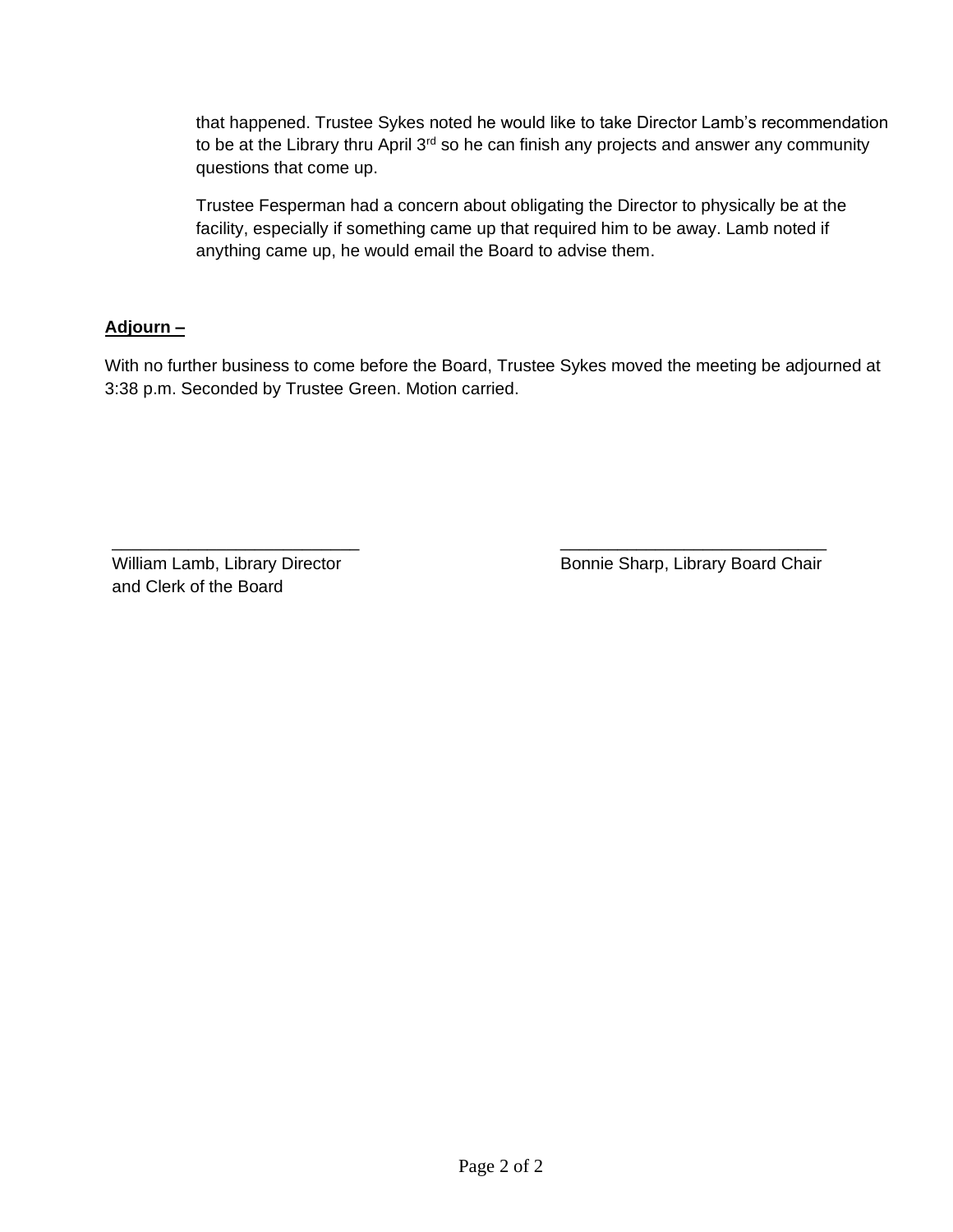that happened. Trustee Sykes noted he would like to take Director Lamb's recommendation to be at the Library thru April 3rd so he can finish any projects and answer any community questions that come up.

Trustee Fesperman had a concern about obligating the Director to physically be at the facility, especially if something came up that required him to be away. Lamb noted if anything came up, he would email the Board to advise them.

**Adjourn –**

With no further business to come before the Board, Trustee Sykes moved the meeting be adjourned at 3:38 p.m. Seconded by Trustee Green. Motion carried.

\_\_\_\_\_\_\_\_\_\_\_\_\_\_\_\_\_\_\_\_\_\_\_\_\_\_
William Lamb, Library Director
and Clerk of the Board

\_\_\_\_\_\_\_\_\_\_\_\_\_\_\_\_\_\_\_\_\_\_\_\_\_\_\_\_
Bonnie Sharp, Library Board Chair